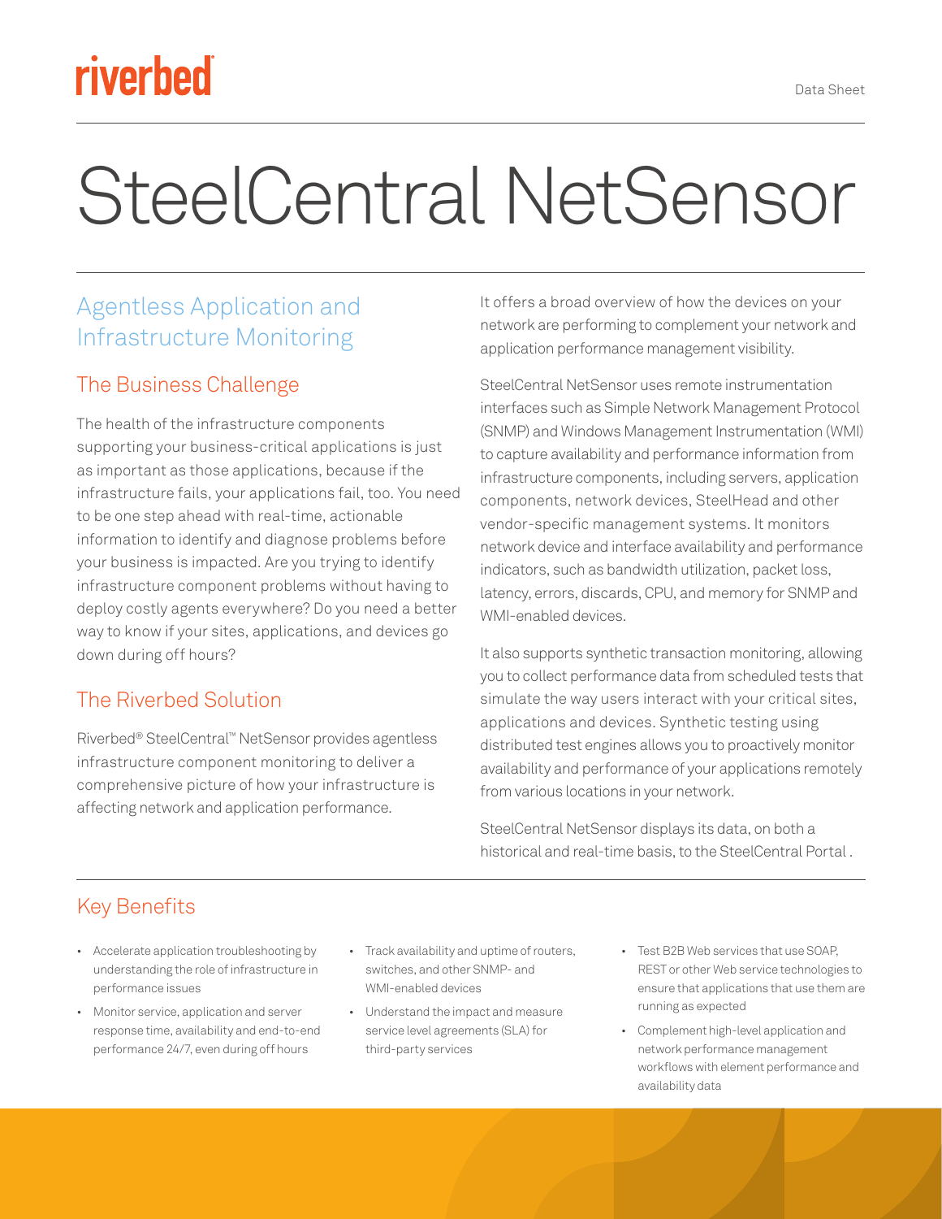riverbed®

Data Sheet

# SteelCentral NetSensor

## Agentless Application and Infrastructure Monitoring

### The Business Challenge

The health of the infrastructure components supporting your business-critical applications is just as important as those applications, because if the infrastructure fails, your applications fail, too. You need to be one step ahead with real-time, actionable information to identify and diagnose problems before your business is impacted. Are you trying to identify infrastructure component problems without having to deploy costly agents everywhere? Do you need a better way to know if your sites, applications, and devices go down during off hours?

### The Riverbed Solution

Riverbed® SteelCentral™ NetSensor provides agentless infrastructure component monitoring to deliver a comprehensive picture of how your infrastructure is affecting network and application performance.

It offers a broad overview of how the devices on your network are performing to complement your network and application performance management visibility.

SteelCentral NetSensor uses remote instrumentation interfaces such as Simple Network Management Protocol (SNMP) and Windows Management Instrumentation (WMI) to capture availability and performance information from infrastructure components, including servers, application components, network devices, SteelHead and other vendor-specific management systems. It monitors network device and interface availability and performance indicators, such as bandwidth utilization, packet loss, latency, errors, discards, CPU, and memory for SNMP and WMI-enabled devices.

It also supports synthetic transaction monitoring, allowing you to collect performance data from scheduled tests that simulate the way users interact with your critical sites, applications and devices. Synthetic testing using distributed test engines allows you to proactively monitor availability and performance of your applications remotely from various locations in your network.

SteelCentral NetSensor displays its data, on both a historical and real-time basis, to the SteelCentral Portal .

### Key Benefits

- Accelerate application troubleshooting by understanding the role of infrastructure in performance issues
- Monitor service, application and server response time, availability and end-to-end performance 24/7, even during off hours
- Track availability and uptime of routers, switches, and other SNMP- and WMI-enabled devices
- Understand the impact and measure service level agreements (SLA) for third-party services
- Test B2B Web services that use SOAP, REST or other Web service technologies to ensure that applications that use them are running as expected
- Complement high-level application and network performance management workflows with element performance and availability data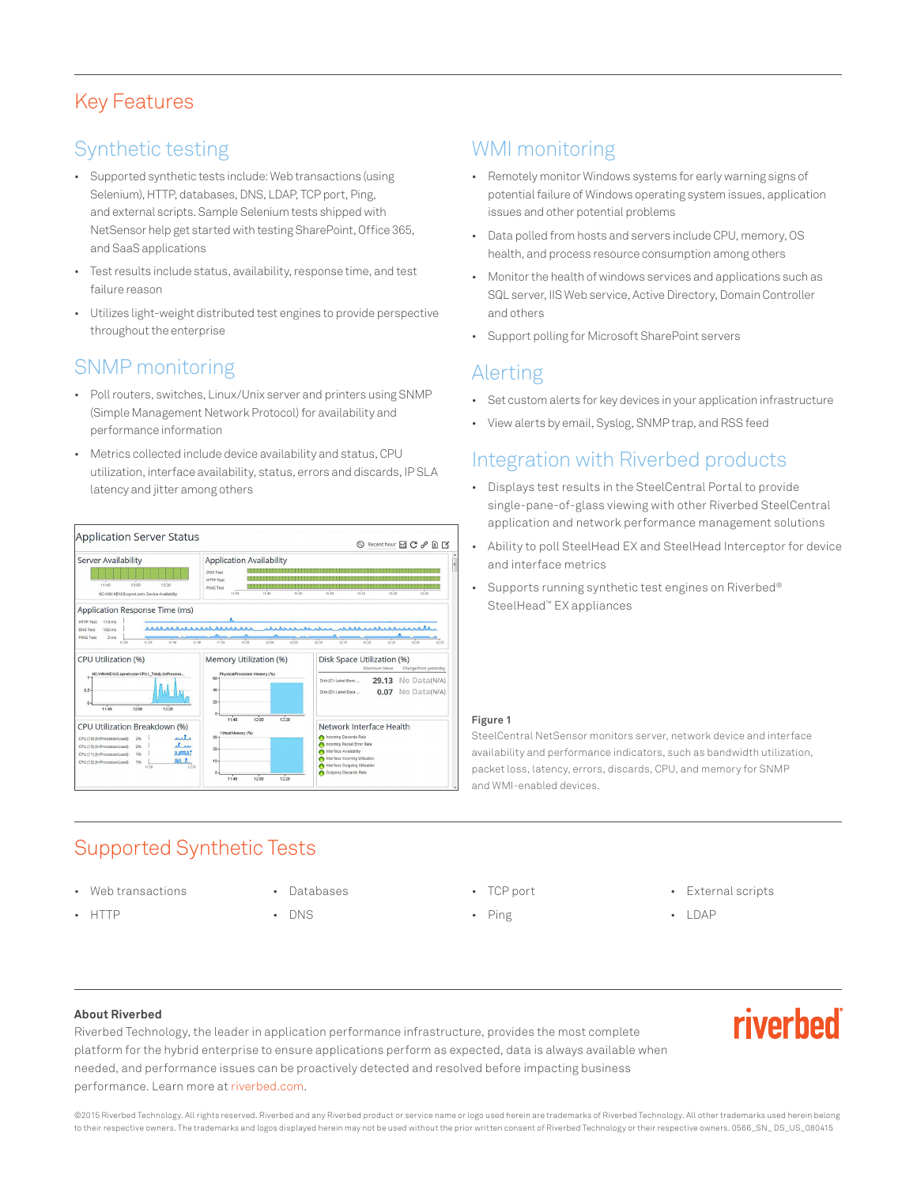# Key Features

## Synthetic testing

- Supported synthetic tests include: Web transactions (using Selenium), HTTP, databases, DNS, LDAP, TCP port, Ping, and external scripts. Sample Selenium tests shipped with NetSensor help get started with testing SharePoint, Office 365, and SaaS applications
- Test results include status, availability, response time, and test failure reason
- Utilizes light-weight distributed test engines to provide perspective throughout the enterprise

## SNMP monitoring

- Poll routers, switches, Linux/Unix server and printers using SNMP (Simple Management Network Protocol) for availability and performance information
- Metrics collected include device availability and status, CPU utilization, interface availability, status, errors and discards, IP SLA latency and jitter among others

## WMI monitoring

- Remotely monitor Windows systems for early warning signs of potential failure of Windows operating system issues, application issues and other potential problems
- Data polled from hosts and servers include CPU, memory, OS health, and process resource consumption among others
- Monitor the health of windows services and applications such as SQL server, IIS Web service, Active Directory, Domain Controller and others
- Support polling for Microsoft SharePoint servers

## Alerting

- Set custom alerts for key devices in your application infrastructure
- View alerts by email, Syslog, SNMP trap, and RSS feed

## Integration with Riverbed products

- Displays test results in the SteelCentral Portal to provide single-pane-of-glass viewing with other Riverbed SteelCentral application and network performance management solutions
- Ability to poll SteelHead EX and SteelHead Interceptor for device and interface metrics
- Supports running synthetic test engines on Riverbed® SteelHead™ EX appliances

**Figure 1**
SteelCentral NetSensor monitors server, network device and interface availability and performance indicators, such as bandwidth utilization, packet loss, latency, errors, discards, CPU, and memory for SNMP and WMI-enabled devices.

# Supported Synthetic Tests

- Web transactions
- HTTP
- Databases
- DNS
- TCP port
- Ping
- External scripts
- LDAP

**About Riverbed**
Riverbed Technology, the leader in application performance infrastructure, provides the most complete platform for the hybrid enterprise to ensure applications perform as expected, data is always available when needed, and performance issues can be proactively detected and resolved before impacting business performance. Learn more at riverbed.com.

©2015 Riverbed Technology. All rights reserved. Riverbed and any Riverbed product or service name or logo used herein are trademarks of Riverbed Technology. All other trademarks used herein belong to their respective owners. The trademarks and logos displayed herein may not be used without the prior written consent of Riverbed Technology or their respective owners. 0566_SN_ DS_US_080415